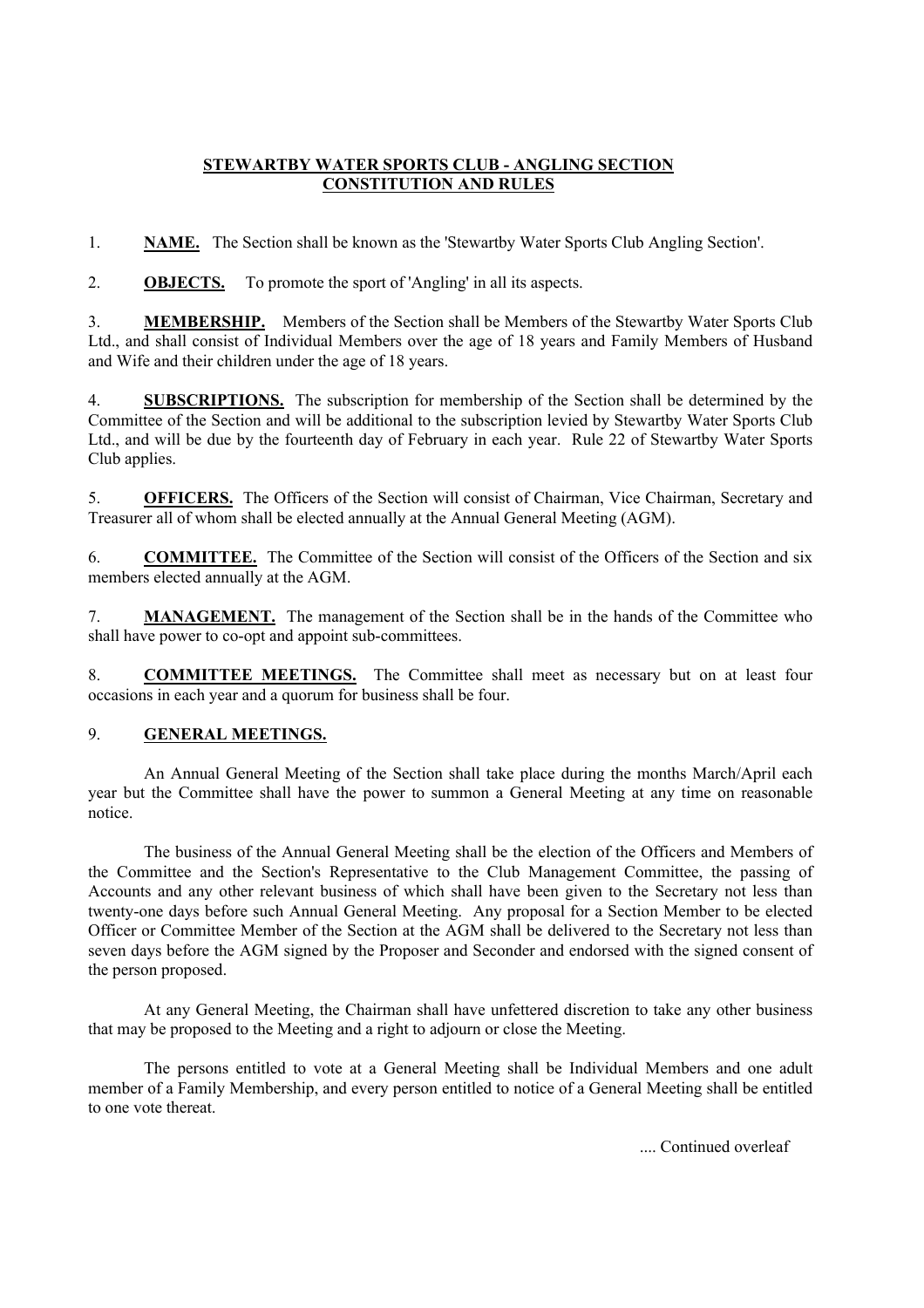# STEWARTBY WATER SPORTS CLUB - ANGLING SECTION CONSTITUTION AND RULES

1. **NAME.** The Section shall be known as the 'Stewartby Water Sports Club Angling Section'.

2. **OBJECTS.** To promote the sport of 'Angling' in all its aspects.

3. **MEMBERSHIP.** Members of the Section shall be Members of the Stewartby Water Sports Club Ltd., and shall consist of Individual Members over the age of 18 years and Family Members of Husband and Wife and their children under the age of 18 years.

4. **SUBSCRIPTIONS.** The subscription for membership of the Section shall be determined by the Committee of the Section and will be additional to the subscription levied by Stewartby Water Sports Club Ltd., and will be due by the fourteenth day of February in each year. Rule 22 of Stewartby Water Sports Club applies.

5. **OFFICERS.** The Officers of the Section will consist of Chairman, Vice Chairman, Secretary and Treasurer all of whom shall be elected annually at the Annual General Meeting (AGM).

6. **COMMITTEE.** The Committee of the Section will consist of the Officers of the Section and six members elected annually at the AGM.

7. **MANAGEMENT.** The management of the Section shall be in the hands of the Committee who shall have power to co-opt and appoint sub-committees.

8. **COMMITTEE MEETINGS.** The Committee shall meet as necessary but on at least four occasions in each year and a quorum for business shall be four.

9. **GENERAL MEETINGS.**

An Annual General Meeting of the Section shall take place during the months March/April each year but the Committee shall have the power to summon a General Meeting at any time on reasonable notice.

The business of the Annual General Meeting shall be the election of the Officers and Members of the Committee and the Section's Representative to the Club Management Committee, the passing of Accounts and any other relevant business of which shall have been given to the Secretary not less than twenty-one days before such Annual General Meeting. Any proposal for a Section Member to be elected Officer or Committee Member of the Section at the AGM shall be delivered to the Secretary not less than seven days before the AGM signed by the Proposer and Seconder and endorsed with the signed consent of the person proposed.

At any General Meeting, the Chairman shall have unfettered discretion to take any other business that may be proposed to the Meeting and a right to adjourn or close the Meeting.

The persons entitled to vote at a General Meeting shall be Individual Members and one adult member of a Family Membership, and every person entitled to notice of a General Meeting shall be entitled to one vote thereat.

.... Continued overleaf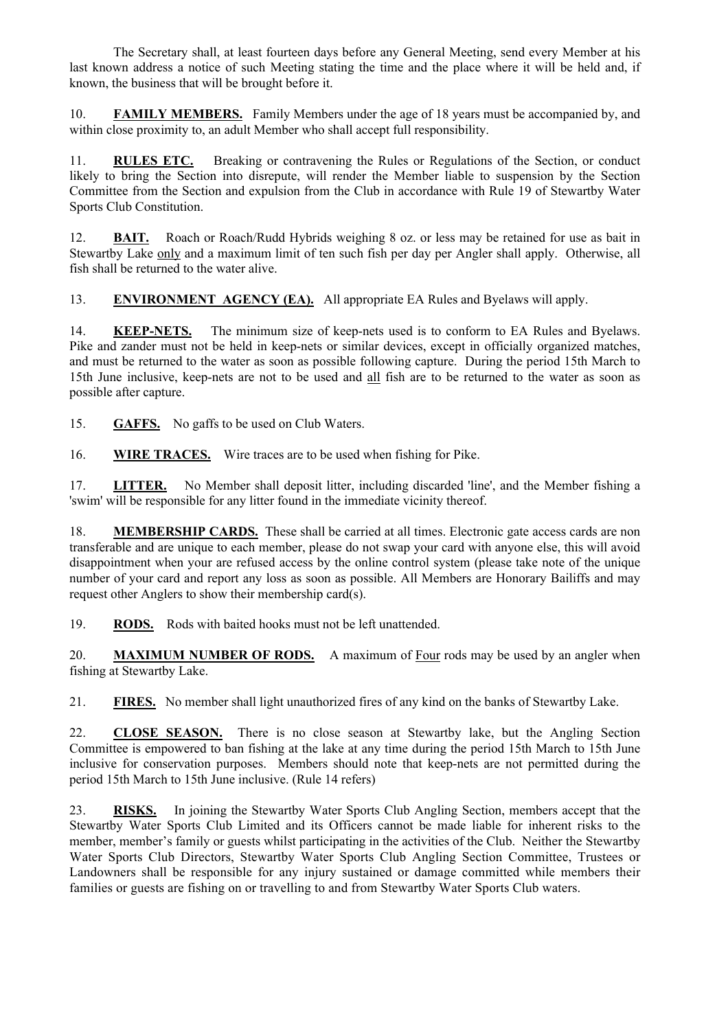The Secretary shall, at least fourteen days before any General Meeting, send every Member at his last known address a notice of such Meeting stating the time and the place where it will be held and, if known, the business that will be brought before it.

10. **FAMILY MEMBERS.** Family Members under the age of 18 years must be accompanied by, and within close proximity to, an adult Member who shall accept full responsibility.

11. **RULES ETC.** Breaking or contravening the Rules or Regulations of the Section, or conduct likely to bring the Section into disrepute, will render the Member liable to suspension by the Section Committee from the Section and expulsion from the Club in accordance with Rule 19 of Stewartby Water Sports Club Constitution.

12. **BAIT.** Roach or Roach/Rudd Hybrids weighing 8 oz. or less may be retained for use as bait in Stewartby Lake only and a maximum limit of ten such fish per day per Angler shall apply. Otherwise, all fish shall be returned to the water alive.

13. **ENVIRONMENT AGENCY (EA).** All appropriate EA Rules and Byelaws will apply.

14. **KEEP-NETS.** The minimum size of keep-nets used is to conform to EA Rules and Byelaws. Pike and zander must not be held in keep-nets or similar devices, except in officially organized matches, and must be returned to the water as soon as possible following capture. During the period 15th March to 15th June inclusive, keep-nets are not to be used and all fish are to be returned to the water as soon as possible after capture.

15. **GAFFS.** No gaffs to be used on Club Waters.

16. **WIRE TRACES.** Wire traces are to be used when fishing for Pike.

17. **LITTER.** No Member shall deposit litter, including discarded 'line', and the Member fishing a 'swim' will be responsible for any litter found in the immediate vicinity thereof.

18. **MEMBERSHIP CARDS.** These shall be carried at all times. Electronic gate access cards are non transferable and are unique to each member, please do not swap your card with anyone else, this will avoid disappointment when your are refused access by the online control system (please take note of the unique number of your card and report any loss as soon as possible. All Members are Honorary Bailiffs and may request other Anglers to show their membership card(s).

19. **RODS.** Rods with baited hooks must not be left unattended.

20. **MAXIMUM NUMBER OF RODS.** A maximum of Four rods may be used by an angler when fishing at Stewartby Lake.

21. **FIRES.** No member shall light unauthorized fires of any kind on the banks of Stewartby Lake.

22. **CLOSE SEASON.** There is no close season at Stewartby lake, but the Angling Section Committee is empowered to ban fishing at the lake at any time during the period 15th March to 15th June inclusive for conservation purposes. Members should note that keep-nets are not permitted during the period 15th March to 15th June inclusive. (Rule 14 refers)

23. **RISKS.** In joining the Stewartby Water Sports Club Angling Section, members accept that the Stewartby Water Sports Club Limited and its Officers cannot be made liable for inherent risks to the member, member's family or guests whilst participating in the activities of the Club. Neither the Stewartby Water Sports Club Directors, Stewartby Water Sports Club Angling Section Committee, Trustees or Landowners shall be responsible for any injury sustained or damage committed while members their families or guests are fishing on or travelling to and from Stewartby Water Sports Club waters.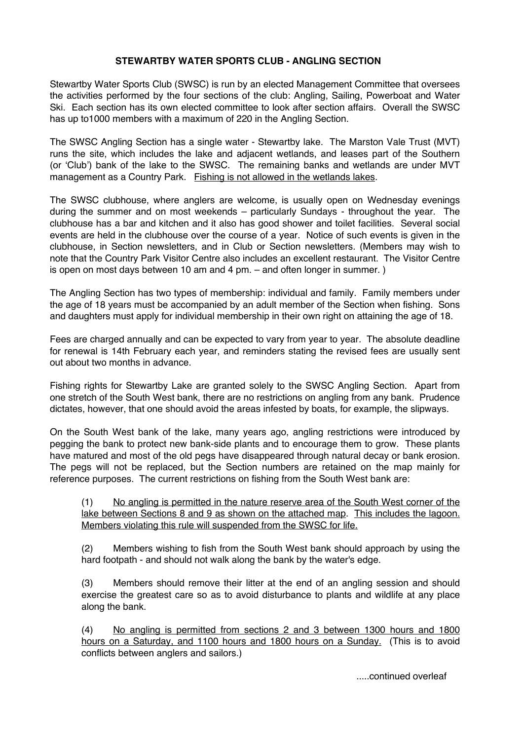## STEWARTBY WATER SPORTS CLUB - ANGLING SECTION

Stewartby Water Sports Club (SWSC) is run by an elected Management Committee that oversees the activities performed by the four sections of the club: Angling, Sailing, Powerboat and Water Ski. Each section has its own elected committee to look after section affairs. Overall the SWSC has up to1000 members with a maximum of 220 in the Angling Section.

The SWSC Angling Section has a single water - Stewartby lake. The Marston Vale Trust (MVT) runs the site, which includes the lake and adjacent wetlands, and leases part of the Southern (or 'Club') bank of the lake to the SWSC. The remaining banks and wetlands are under MVT management as a Country Park. <u>Fishing is not allowed in the wetlands lakes</u>.

The SWSC clubhouse, where anglers are welcome, is usually open on Wednesday evenings during the summer and on most weekends – particularly Sundays - throughout the year. The clubhouse has a bar and kitchen and it also has good shower and toilet facilities. Several social events are held in the clubhouse over the course of a year. Notice of such events is given in the clubhouse, in Section newsletters, and in Club or Section newsletters. (Members may wish to note that the Country Park Visitor Centre also includes an excellent restaurant. The Visitor Centre is open on most days between 10 am and 4 pm. – and often longer in summer. )

The Angling Section has two types of membership: individual and family. Family members under the age of 18 years must be accompanied by an adult member of the Section when fishing. Sons and daughters must apply for individual membership in their own right on attaining the age of 18.

Fees are charged annually and can be expected to vary from year to year. The absolute deadline for renewal is 14th February each year, and reminders stating the revised fees are usually sent out about two months in advance.

Fishing rights for Stewartby Lake are granted solely to the SWSC Angling Section. Apart from one stretch of the South West bank, there are no restrictions on angling from any bank. Prudence dictates, however, that one should avoid the areas infested by boats, for example, the slipways.

On the South West bank of the lake, many years ago, angling restrictions were introduced by pegging the bank to protect new bank-side plants and to encourage them to grow. These plants have matured and most of the old pegs have disappeared through natural decay or bank erosion. The pegs will not be replaced, but the Section numbers are retained on the map mainly for reference purposes. The current restrictions on fishing from the South West bank are:

(1) <u>No angling is permitted in the nature reserve area of the South West corner of the lake between Sections 8 and 9 as shown on the attached map</u>. <u>This includes the lagoon. Members violating this rule will suspended from the SWSC for life.</u>

(2) Members wishing to fish from the South West bank should approach by using the hard footpath - and should not walk along the bank by the water's edge.

(3) Members should remove their litter at the end of an angling session and should exercise the greatest care so as to avoid disturbance to plants and wildlife at any place along the bank.

(4) <u>No angling is permitted from sections 2 and 3 between 1300 hours and 1800 hours on a Saturday, and 1100 hours and 1800 hours on a Sunday.</u> (This is to avoid conflicts between anglers and sailors.)

.....continued overleaf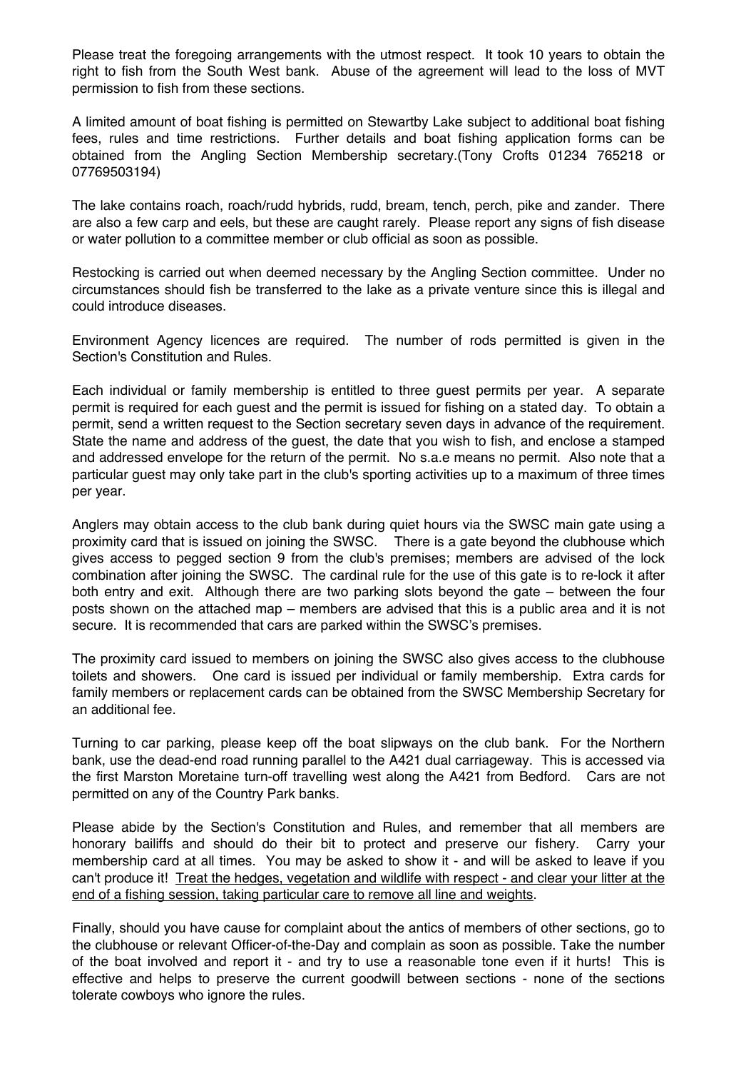Please treat the foregoing arrangements with the utmost respect. It took 10 years to obtain the right to fish from the South West bank. Abuse of the agreement will lead to the loss of MVT permission to fish from these sections.

A limited amount of boat fishing is permitted on Stewartby Lake subject to additional boat fishing fees, rules and time restrictions. Further details and boat fishing application forms can be obtained from the Angling Section Membership secretary.(Tony Crofts 01234 765218 or 07769503194)

The lake contains roach, roach/rudd hybrids, rudd, bream, tench, perch, pike and zander. There are also a few carp and eels, but these are caught rarely. Please report any signs of fish disease or water pollution to a committee member or club official as soon as possible.

Restocking is carried out when deemed necessary by the Angling Section committee. Under no circumstances should fish be transferred to the lake as a private venture since this is illegal and could introduce diseases.

Environment Agency licences are required. The number of rods permitted is given in the Section's Constitution and Rules.

Each individual or family membership is entitled to three guest permits per year. A separate permit is required for each guest and the permit is issued for fishing on a stated day. To obtain a permit, send a written request to the Section secretary seven days in advance of the requirement. State the name and address of the guest, the date that you wish to fish, and enclose a stamped and addressed envelope for the return of the permit. No s.a.e means no permit. Also note that a particular guest may only take part in the club's sporting activities up to a maximum of three times per year.

Anglers may obtain access to the club bank during quiet hours via the SWSC main gate using a proximity card that is issued on joining the SWSC. There is a gate beyond the clubhouse which gives access to pegged section 9 from the club's premises; members are advised of the lock combination after joining the SWSC. The cardinal rule for the use of this gate is to re-lock it after both entry and exit. Although there are two parking slots beyond the gate – between the four posts shown on the attached map – members are advised that this is a public area and it is not secure. It is recommended that cars are parked within the SWSC's premises.

The proximity card issued to members on joining the SWSC also gives access to the clubhouse toilets and showers. One card is issued per individual or family membership. Extra cards for family members or replacement cards can be obtained from the SWSC Membership Secretary for an additional fee.

Turning to car parking, please keep off the boat slipways on the club bank. For the Northern bank, use the dead-end road running parallel to the A421 dual carriageway. This is accessed via the first Marston Moretaine turn-off travelling west along the A421 from Bedford. Cars are not permitted on any of the Country Park banks.

Please abide by the Section's Constitution and Rules, and remember that all members are honorary bailiffs and should do their bit to protect and preserve our fishery. Carry your membership card at all times. You may be asked to show it - and will be asked to leave if you can't produce it! <u>Treat the hedges, vegetation and wildlife with respect - and clear your litter at the end of a fishing session, taking particular care to remove all line and weights</u>.

Finally, should you have cause for complaint about the antics of members of other sections, go to the clubhouse or relevant Officer-of-the-Day and complain as soon as possible. Take the number of the boat involved and report it - and try to use a reasonable tone even if it hurts! This is effective and helps to preserve the current goodwill between sections - none of the sections tolerate cowboys who ignore the rules.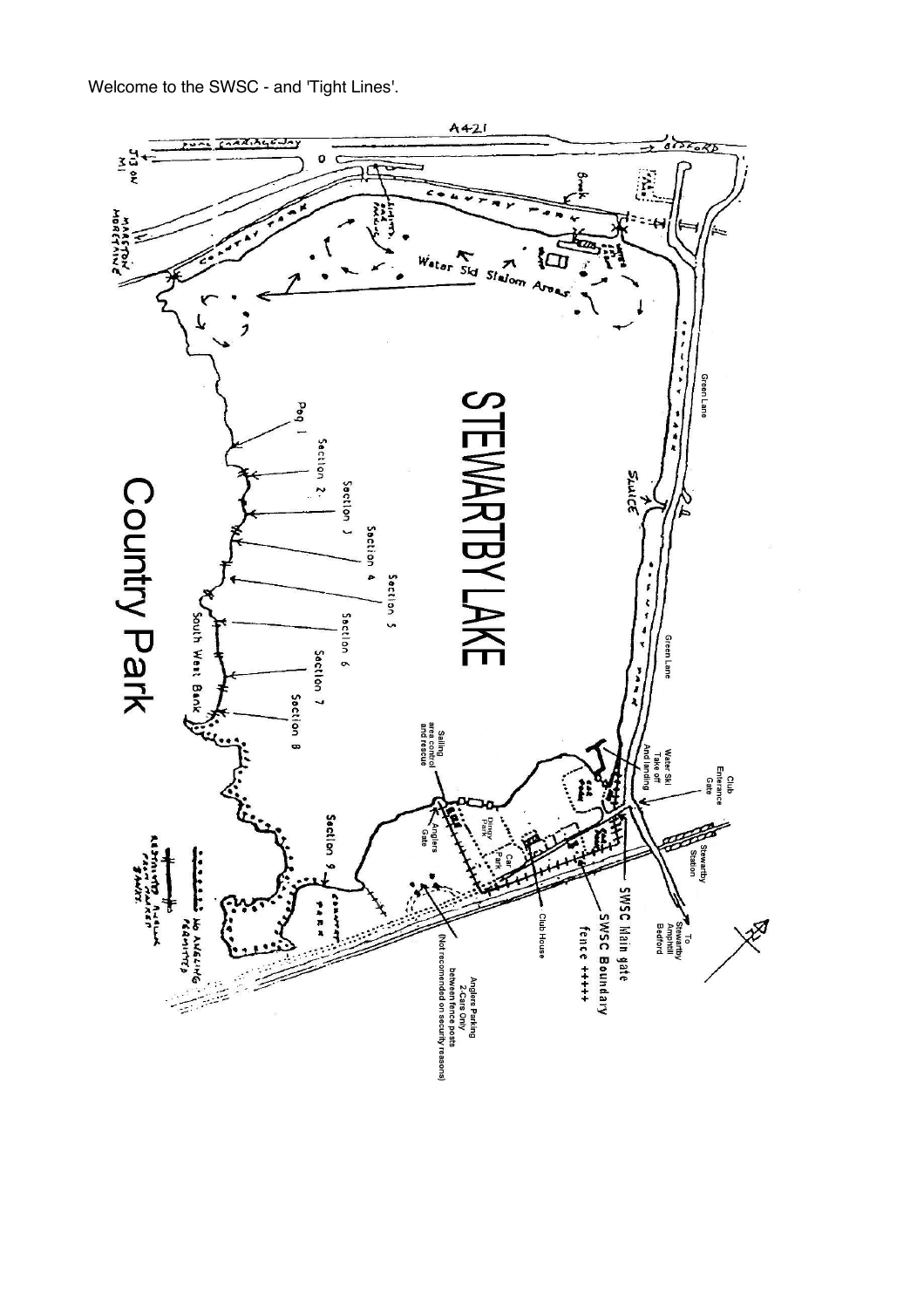Welcome to the SWSC - and 'Tight Lines'.

A421

STEWARTBY LAKE

Country Park

Water Ski Slalom Areas

Green Lane

Sluice

Peg 1

Section 2

Section 3

Section 4

Section 5

Section 6

Section 7

Section 8

Section 9

South West Bank

Sailing area control and rescue

Water Ski Take off And landing

Club Enterance Gate

Anglers Gate

Dinghy Park

Car Park

Club House

Stewartby Station

To Stewartby Ampthill Bedford

SWSC Main gate

SWSC Boundary fence ++++

Anglers Parking 2-Cars Only between fence posts (Not recomended on security reasons)

No angling permitted